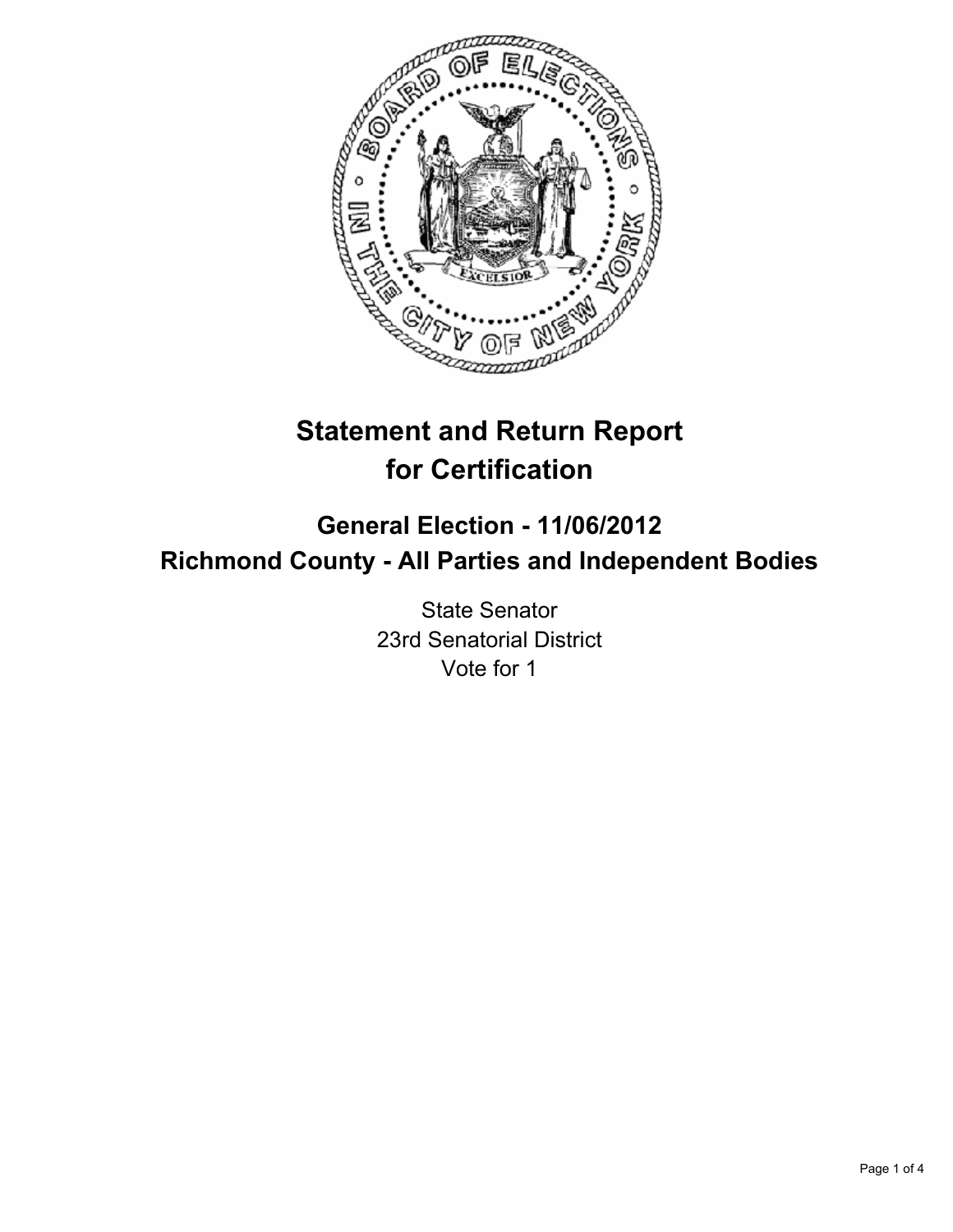# Statement and Return Report for Certification

## General Election - 11/06/2012
## Richmond County - All Parties and Independent Bodies

State Senator
23rd Senatorial District
Vote for 1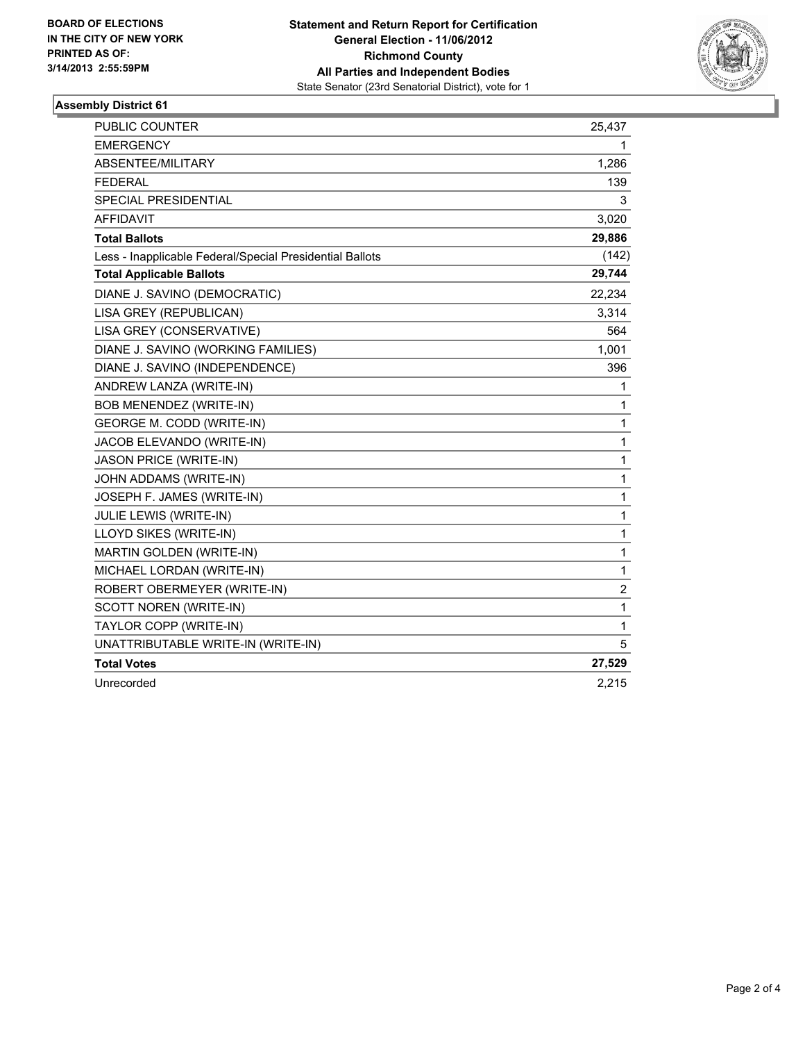**BOARD OF ELECTIONS**
**IN THE CITY OF NEW YORK**
**PRINTED AS OF:**
**3/14/2013 2:55:59PM**

**Statement and Return Report for Certification**
**General Election - 11/06/2012**
**Richmond County**
**All Parties and Independent Bodies**
State Senator (23rd Senatorial District), vote for 1

## Assembly District 61

| | |
|---|---|
| PUBLIC COUNTER | 25,437 |
| EMERGENCY | 1 |
| ABSENTEE/MILITARY | 1,286 |
| FEDERAL | 139 |
| SPECIAL PRESIDENTIAL | 3 |
| AFFIDAVIT | 3,020 |
| **Total Ballots** | **29,886** |
| Less - Inapplicable Federal/Special Presidential Ballots | (142) |
| **Total Applicable Ballots** | **29,744** |
| DIANE J. SAVINO (DEMOCRATIC) | 22,234 |
| LISA GREY (REPUBLICAN) | 3,314 |
| LISA GREY (CONSERVATIVE) | 564 |
| DIANE J. SAVINO (WORKING FAMILIES) | 1,001 |
| DIANE J. SAVINO (INDEPENDENCE) | 396 |
| ANDREW LANZA (WRITE-IN) | 1 |
| BOB MENENDEZ (WRITE-IN) | 1 |
| GEORGE M. CODD (WRITE-IN) | 1 |
| JACOB ELEVANDO (WRITE-IN) | 1 |
| JASON PRICE (WRITE-IN) | 1 |
| JOHN ADDAMS (WRITE-IN) | 1 |
| JOSEPH F. JAMES (WRITE-IN) | 1 |
| JULIE LEWIS (WRITE-IN) | 1 |
| LLOYD SIKES (WRITE-IN) | 1 |
| MARTIN GOLDEN (WRITE-IN) | 1 |
| MICHAEL LORDAN (WRITE-IN) | 1 |
| ROBERT OBERMEYER (WRITE-IN) | 2 |
| SCOTT NOREN (WRITE-IN) | 1 |
| TAYLOR COPP (WRITE-IN) | 1 |
| UNATTRIBUTABLE WRITE-IN (WRITE-IN) | 5 |
| **Total Votes** | **27,529** |
| Unrecorded | 2,215 |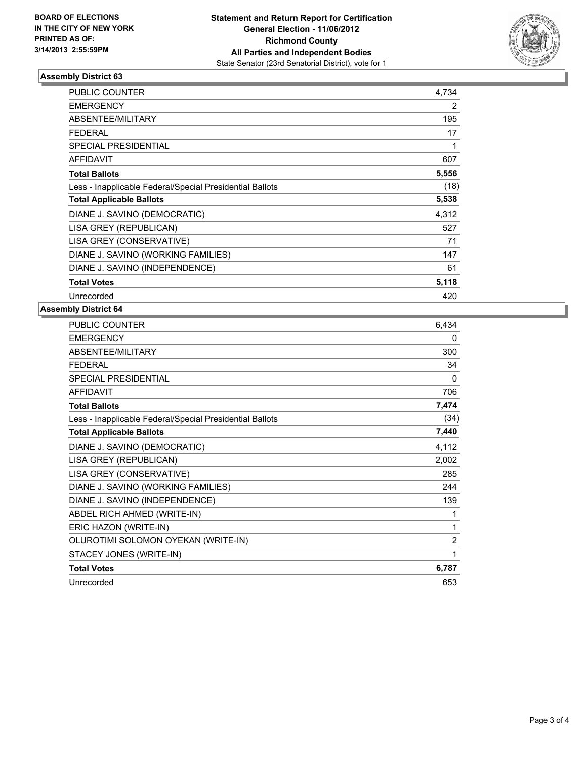**BOARD OF ELECTIONS**
**IN THE CITY OF NEW YORK**
**PRINTED AS OF:**
**3/14/2013 2:55:59PM**

**Statement and Return Report for Certification**
**General Election - 11/06/2012**
**Richmond County**
**All Parties and Independent Bodies**
State Senator (23rd Senatorial District), vote for 1

### Assembly District 63

| | |
|---|---|
| PUBLIC COUNTER | 4,734 |
| EMERGENCY | 2 |
| ABSENTEE/MILITARY | 195 |
| FEDERAL | 17 |
| SPECIAL PRESIDENTIAL | 1 |
| AFFIDAVIT | 607 |
| **Total Ballots** | **5,556** |
| Less - Inapplicable Federal/Special Presidential Ballots | (18) |
| **Total Applicable Ballots** | **5,538** |
| DIANE J. SAVINO (DEMOCRATIC) | 4,312 |
| LISA GREY (REPUBLICAN) | 527 |
| LISA GREY (CONSERVATIVE) | 71 |
| DIANE J. SAVINO (WORKING FAMILIES) | 147 |
| DIANE J. SAVINO (INDEPENDENCE) | 61 |
| **Total Votes** | **5,118** |
| Unrecorded | 420 |

### Assembly District 64

| | |
|---|---|
| PUBLIC COUNTER | 6,434 |
| EMERGENCY | 0 |
| ABSENTEE/MILITARY | 300 |
| FEDERAL | 34 |
| SPECIAL PRESIDENTIAL | 0 |
| AFFIDAVIT | 706 |
| **Total Ballots** | **7,474** |
| Less - Inapplicable Federal/Special Presidential Ballots | (34) |
| **Total Applicable Ballots** | **7,440** |
| DIANE J. SAVINO (DEMOCRATIC) | 4,112 |
| LISA GREY (REPUBLICAN) | 2,002 |
| LISA GREY (CONSERVATIVE) | 285 |
| DIANE J. SAVINO (WORKING FAMILIES) | 244 |
| DIANE J. SAVINO (INDEPENDENCE) | 139 |
| ABDEL RICH AHMED (WRITE-IN) | 1 |
| ERIC HAZON (WRITE-IN) | 1 |
| OLUROTIMI SOLOMON OYEKAN (WRITE-IN) | 2 |
| STACEY JONES (WRITE-IN) | 1 |
| **Total Votes** | **6,787** |
| Unrecorded | 653 |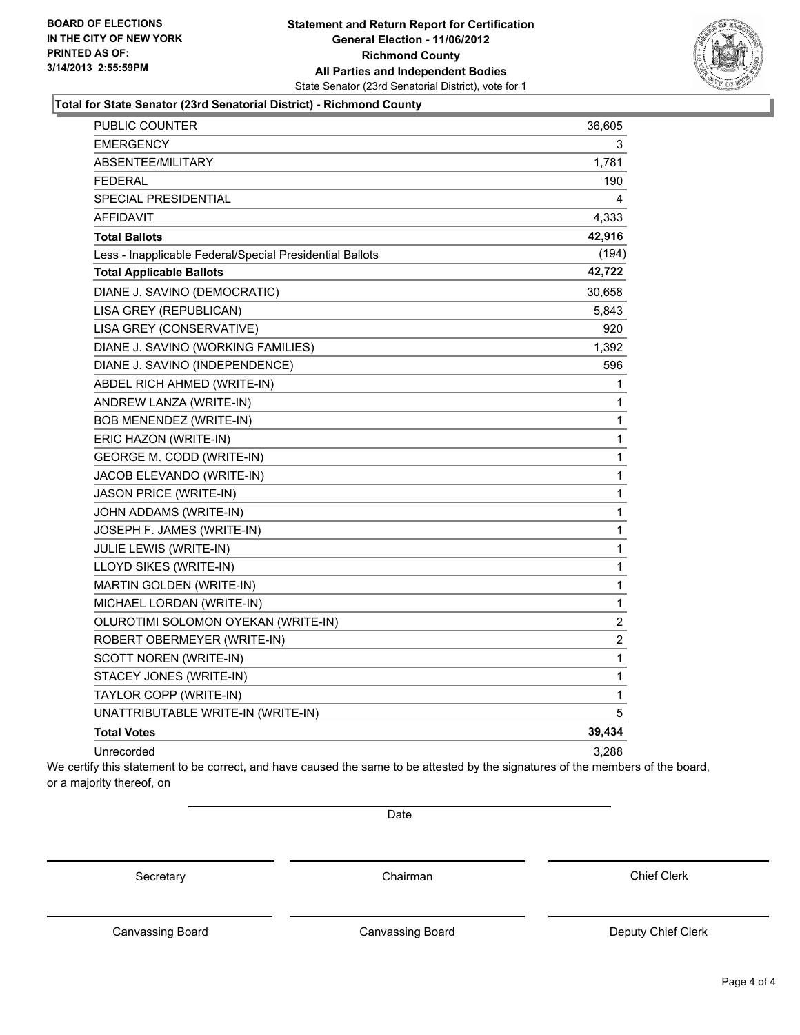**BOARD OF ELECTIONS IN THE CITY OF NEW YORK PRINTED AS OF: 3/14/2013 2:55:59PM**

**Statement and Return Report for Certification General Election - 11/06/2012 Richmond County All Parties and Independent Bodies**

State Senator (23rd Senatorial District), vote for 1

**Total for State Senator (23rd Senatorial District) - Richmond County**

| | |
|---|---|
| PUBLIC COUNTER | 36,605 |
| EMERGENCY | 3 |
| ABSENTEE/MILITARY | 1,781 |
| FEDERAL | 190 |
| SPECIAL PRESIDENTIAL | 4 |
| AFFIDAVIT | 4,333 |
| **Total Ballots** | **42,916** |
| Less - Inapplicable Federal/Special Presidential Ballots | (194) |
| **Total Applicable Ballots** | **42,722** |
| DIANE J. SAVINO (DEMOCRATIC) | 30,658 |
| LISA GREY (REPUBLICAN) | 5,843 |
| LISA GREY (CONSERVATIVE) | 920 |
| DIANE J. SAVINO (WORKING FAMILIES) | 1,392 |
| DIANE J. SAVINO (INDEPENDENCE) | 596 |
| ABDEL RICH AHMED (WRITE-IN) | 1 |
| ANDREW LANZA (WRITE-IN) | 1 |
| BOB MENENDEZ (WRITE-IN) | 1 |
| ERIC HAZON (WRITE-IN) | 1 |
| GEORGE M. CODD (WRITE-IN) | 1 |
| JACOB ELEVANDO (WRITE-IN) | 1 |
| JASON PRICE (WRITE-IN) | 1 |
| JOHN ADDAMS (WRITE-IN) | 1 |
| JOSEPH F. JAMES (WRITE-IN) | 1 |
| JULIE LEWIS (WRITE-IN) | 1 |
| LLOYD SIKES (WRITE-IN) | 1 |
| MARTIN GOLDEN (WRITE-IN) | 1 |
| MICHAEL LORDAN (WRITE-IN) | 1 |
| OLUROTIMI SOLOMON OYEKAN (WRITE-IN) | 2 |
| ROBERT OBERMEYER (WRITE-IN) | 2 |
| SCOTT NOREN (WRITE-IN) | 1 |
| STACEY JONES (WRITE-IN) | 1 |
| TAYLOR COPP (WRITE-IN) | 1 |
| UNATTRIBUTABLE WRITE-IN (WRITE-IN) | 5 |
| **Total Votes** | **39,434** |
| Unrecorded | 3,288 |

We certify this statement to be correct, and have caused the same to be attested by the signatures of the members of the board, or a majority thereof, on

Date

Secretary

Chairman

Chief Clerk

Canvassing Board

Canvassing Board

Deputy Chief Clerk